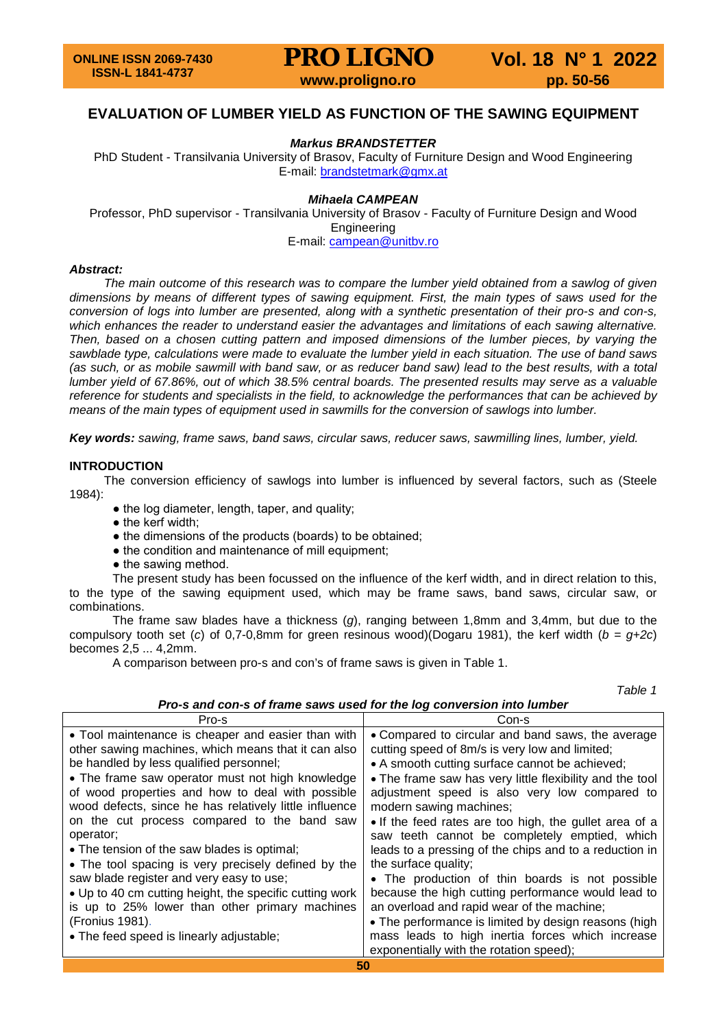# EVALUATION OF LUMBER YIELD AS FUNCTION OF THE SAWING EQUIPMENT

***Markus BRANDSTETTER***

PhD Student - Transilvania University of Brasov, Faculty of Furniture Design and Wood Engineering
E-mail: brandstetmark@gmx.at

***Mihaela CAMPEAN***

Professor, PhD supervisor - Transilvania University of Brasov - Faculty of Furniture Design and Wood Engineering
E-mail: campean@unitbv.ro

***Abstract:***

*The main outcome of this research was to compare the lumber yield obtained from a sawlog of given dimensions by means of different types of sawing equipment. First, the main types of saws used for the conversion of logs into lumber are presented, along with a synthetic presentation of their pro-s and con-s, which enhances the reader to understand easier the advantages and limitations of each sawing alternative. Then, based on a chosen cutting pattern and imposed dimensions of the lumber pieces, by varying the sawblade type, calculations were made to evaluate the lumber yield in each situation. The use of band saws (as such, or as mobile sawmill with band saw, or as reducer band saw) lead to the best results, with a total lumber yield of 67.86%, out of which 38.5% central boards. The presented results may serve as a valuable reference for students and specialists in the field, to acknowledge the performances that can be achieved by means of the main types of equipment used in sawmills for the conversion of sawlogs into lumber.*

***Key words:*** *sawing, frame saws, band saws, circular saws, reducer saws, sawmilling lines, lumber, yield.*

## INTRODUCTION

The conversion efficiency of sawlogs into lumber is influenced by several factors, such as (Steele 1984):

- the log diameter, length, taper, and quality;
- the kerf width;
- the dimensions of the products (boards) to be obtained;
- the condition and maintenance of mill equipment;
- the sawing method.

The present study has been focussed on the influence of the kerf width, and in direct relation to this, to the type of the sawing equipment used, which may be frame saws, band saws, circular saw, or combinations.

The frame saw blades have a thickness ($g$), ranging between 1,8mm and 3,4mm, but due to the compulsory tooth set ($c$) of 0,7-0,8mm for green resinous wood)(Dogaru 1981), the kerf width ($b = g+2c$) becomes 2,5 ... 4,2mm.

A comparison between pro-s and con's of frame saws is given in Table 1.

*Table 1*

***Pro-s and con-s of frame saws used for the log conversion into lumber***

| Pro-s | Con-s |
|---|---|
| • Tool maintenance is cheaper and easier than with other sawing machines, which means that it can also be handled by less qualified personnel;<br>• The frame saw operator must not high knowledge of wood properties and how to deal with possible wood defects, since he has relatively little influence on the cut process compared to the band saw operator;<br>• The tension of the saw blades is optimal;<br>• The tool spacing is very precisely defined by the saw blade register and very easy to use;<br>• Up to 40 cm cutting height, the specific cutting work is up to 25% lower than other primary machines (Fronius 1981).<br>• The feed speed is linearly adjustable; | • Compared to circular and band saws, the average cutting speed of 8m/s is very low and limited;<br>• A smooth cutting surface cannot be achieved;<br>• The frame saw has very little flexibility and the tool adjustment speed is also very low compared to modern sawing machines;<br>• If the feed rates are too high, the gullet area of a saw teeth cannot be completely emptied, which leads to a pressing of the chips and to a reduction in the surface quality;<br>• The production of thin boards is not possible because the high cutting performance would lead to an overload and rapid wear of the machine;<br>• The performance is limited by design reasons (high mass leads to high inertia forces which increase exponentially with the rotation speed); |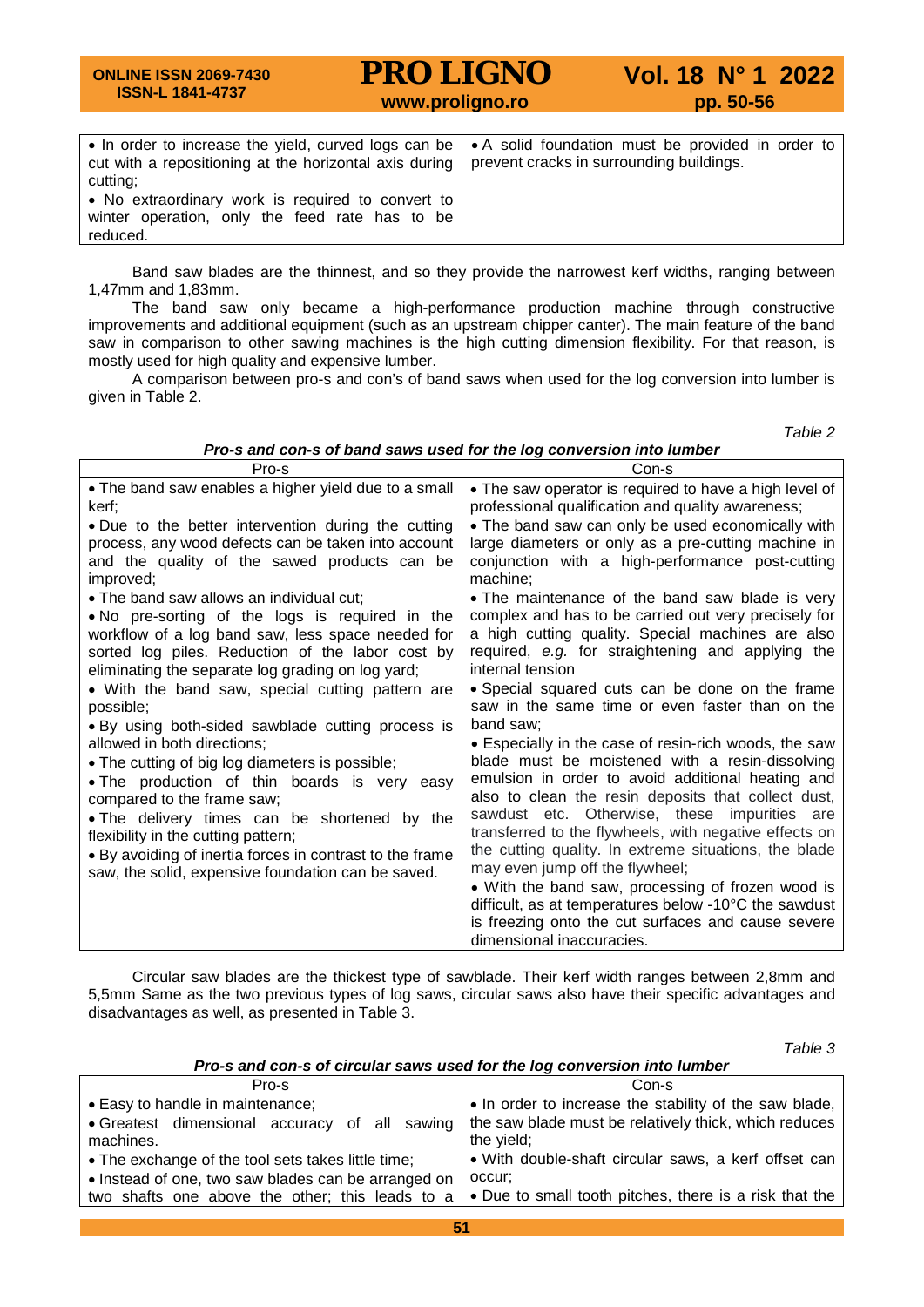| | |
|---|---|
| • In order to increase the yield, curved logs can be cut with a repositioning at the horizontal axis during cutting;<br>• No extraordinary work is required to convert to winter operation, only the feed rate has to be reduced. | • A solid foundation must be provided in order to prevent cracks in surrounding buildings. |

Band saw blades are the thinnest, and so they provide the narrowest kerf widths, ranging between 1,47mm and 1,83mm.

The band saw only became a high-performance production machine through constructive improvements and additional equipment (such as an upstream chipper canter). The main feature of the band saw in comparison to other sawing machines is the high cutting dimension flexibility. For that reason, is mostly used for high quality and expensive lumber.

A comparison between pro-s and con's of band saws when used for the log conversion into lumber is given in Table 2.

*Table 2*

***Pro-s and con-s of band saws used for the log conversion into lumber***

| Pro-s | Con-s |
|---|---|
| • The band saw enables a higher yield due to a small kerf;<br>• Due to the better intervention during the cutting process, any wood defects can be taken into account and the quality of the sawed products can be improved;<br>• The band saw allows an individual cut;<br>• No pre-sorting of the logs is required in the workflow of a log band saw, less space needed for sorted log piles. Reduction of the labor cost by eliminating the separate log grading on log yard;<br>• With the band saw, special cutting pattern are possible;<br>• By using both-sided sawblade cutting process is allowed in both directions;<br>• The cutting of big log diameters is possible;<br>• The production of thin boards is very easy compared to the frame saw;<br>• The delivery times can be shortened by the flexibility in the cutting pattern;<br>• By avoiding of inertia forces in contrast to the frame saw, the solid, expensive foundation can be saved. | • The saw operator is required to have a high level of professional qualification and quality awareness;<br>• The band saw can only be used economically with large diameters or only as a pre-cutting machine in conjunction with a high-performance post-cutting machine;<br>• The maintenance of the band saw blade is very complex and has to be carried out very precisely for a high cutting quality. Special machines are also required, *e.g.* for straightening and applying the internal tension<br>• Special squared cuts can be done on the frame saw in the same time or even faster than on the band saw;<br>• Especially in the case of resin-rich woods, the saw blade must be moistened with a resin-dissolving emulsion in order to avoid additional heating and also to clean the resin deposits that collect dust, sawdust etc. Otherwise, these impurities are transferred to the flywheels, with negative effects on the cutting quality. In extreme situations, the blade may even jump off the flywheel;<br>• With the band saw, processing of frozen wood is difficult, as at temperatures below -10°C the sawdust is freezing onto the cut surfaces and cause severe dimensional inaccuracies. |

Circular saw blades are the thickest type of sawblade. Their kerf width ranges between 2,8mm and 5,5mm Same as the two previous types of log saws, circular saws also have their specific advantages and disadvantages as well, as presented in Table 3.

*Table 3*

***Pro-s and con-s of circular saws used for the log conversion into lumber***

| Pro-s | Con-s |
|---|---|
| • Easy to handle in maintenance;<br>• Greatest dimensional accuracy of all sawing machines.<br>• The exchange of the tool sets takes little time;<br>• Instead of one, two saw blades can be arranged on two shafts one above the other; this leads to a | • In order to increase the stability of the saw blade, the saw blade must be relatively thick, which reduces the yield;<br>• With double-shaft circular saws, a kerf offset can occur;<br>• Due to small tooth pitches, there is a risk that the |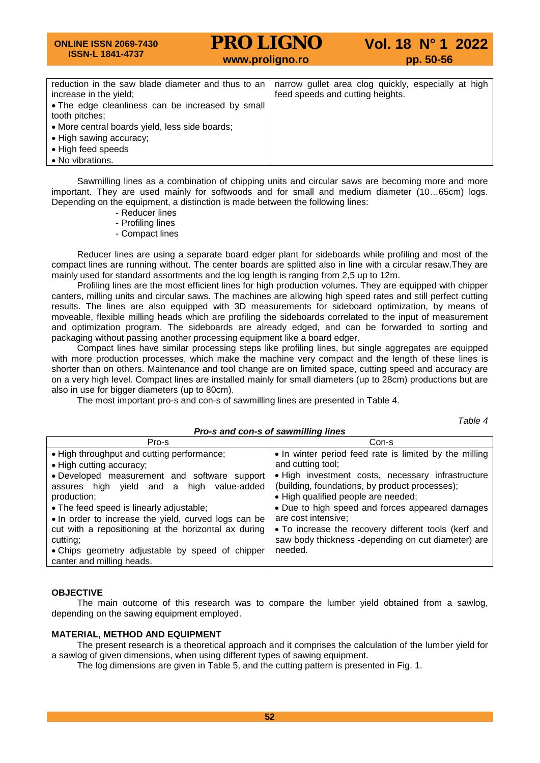| | |
|---|---|
| reduction in the saw blade diameter and thus to an increase in the yield;<br>• The edge cleanliness can be increased by small tooth pitches;<br>• More central boards yield, less side boards;<br>• High sawing accuracy;<br>• High feed speeds<br>• No vibrations. | narrow gullet area clog quickly, especially at high feed speeds and cutting heights. |

Sawmilling lines as a combination of chipping units and circular saws are becoming more and more important. They are used mainly for softwoods and for small and medium diameter (10…65cm) logs. Depending on the equipment, a distinction is made between the following lines:

- Reducer lines
- Profiling lines
- Compact lines

Reducer lines are using a separate board edger plant for sideboards while profiling and most of the compact lines are running without. The center boards are splitted also in line with a circular resaw.They are mainly used for standard assortments and the log length is ranging from 2,5 up to 12m.

Profiling lines are the most efficient lines for high production volumes. They are equipped with chipper canters, milling units and circular saws. The machines are allowing high speed rates and still perfect cutting results. The lines are also equipped with 3D measurements for sideboard optimization, by means of moveable, flexible milling heads which are profiling the sideboards correlated to the input of measurement and optimization program. The sideboards are already edged, and can be forwarded to sorting and packaging without passing another processing equipment like a board edger.

Compact lines have similar processing steps like profiling lines, but single aggregates are equipped with more production processes, which make the machine very compact and the length of these lines is shorter than on others. Maintenance and tool change are on limited space, cutting speed and accuracy are on a very high level. Compact lines are installed mainly for small diameters (up to 28cm) productions but are also in use for bigger diameters (up to 80cm).

The most important pro-s and con-s of sawmilling lines are presented in Table 4.

*Table 4*

***Pro-s and con-s of sawmilling lines***

| Pro-s | Con-s |
|---|---|
| • High throughput and cutting performance;<br>• High cutting accuracy;<br>• Developed measurement and software support assures high yield and a high value-added production;<br>• The feed speed is linearly adjustable;<br>• In order to increase the yield, curved logs can be cut with a repositioning at the horizontal ax during cutting;<br>• Chips geometry adjustable by speed of chipper canter and milling heads. | • In winter period feed rate is limited by the milling and cutting tool;<br>• High investment costs, necessary infrastructure (building, foundations, by product processes);<br>• High qualified people are needed;<br>• Due to high speed and forces appeared damages are cost intensive;<br>• To increase the recovery different tools (kerf and saw body thickness -depending on cut diameter) are needed. |

**OBJECTIVE**

The main outcome of this research was to compare the lumber yield obtained from a sawlog, depending on the sawing equipment employed.

**MATERIAL, METHOD AND EQUIPMENT**

The present research is a theoretical approach and it comprises the calculation of the lumber yield for a sawlog of given dimensions, when using different types of sawing equipment.

The log dimensions are given in Table 5, and the cutting pattern is presented in Fig. 1.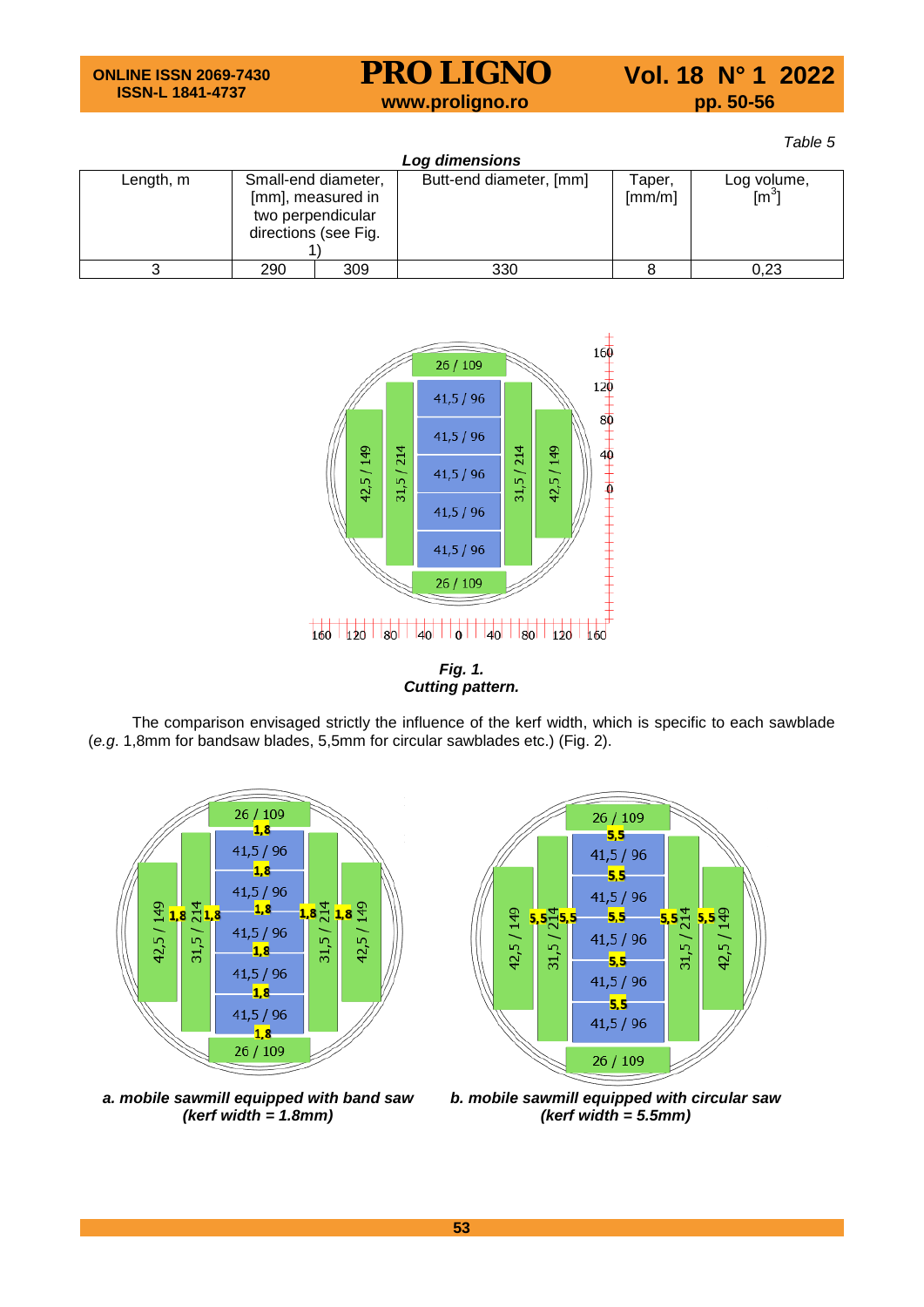*Table 5*

***Log dimensions***

| Length, m | Small-end diameter, [mm], measured in two perpendicular directions (see Fig. 1) | | Butt-end diameter, [mm] | Taper, [mm/m] | Log volume, [m[3]] |
|---|---|---|---|---|---|
| 3 | 290 | 309 | 330 | 8 | 0,23 |

***Fig. 1.***
***Cutting pattern.***

The comparison envisaged strictly the influence of the kerf width, which is specific to each sawblade (*e.g.* 1,8mm for bandsaw blades, 5,5mm for circular sawblades etc.) (Fig. 2).

***a. mobile sawmill equipped with band saw (kerf width = 1.8mm)***

***b. mobile sawmill equipped with circular saw (kerf width = 5.5mm)***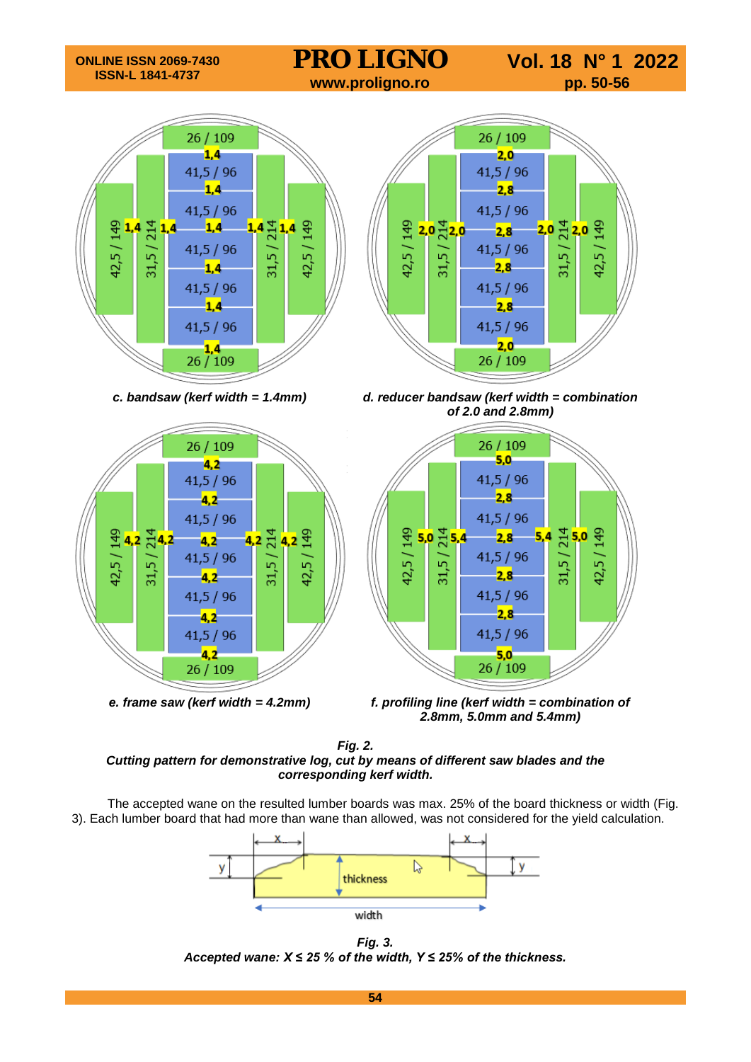*c. bandsaw (kerf width = 1.4mm)*

*d. reducer bandsaw (kerf width = combination of 2.0 and 2.8mm)*

*e. frame saw (kerf width = 4.2mm)*

*f. profiling line (kerf width = combination of 2.8mm, 5.0mm and 5.4mm)*

***Fig. 2.***
***Cutting pattern for demonstrative log, cut by means of different saw blades and the corresponding kerf width.***

The accepted wane on the resulted lumber boards was max. 25% of the board thickness or width (Fig. 3). Each lumber board that had more than wane than allowed, was not considered for the yield calculation.

***Fig. 3.***
***Accepted wane: X ≤ 25 % of the width, Y ≤ 25% of the thickness.***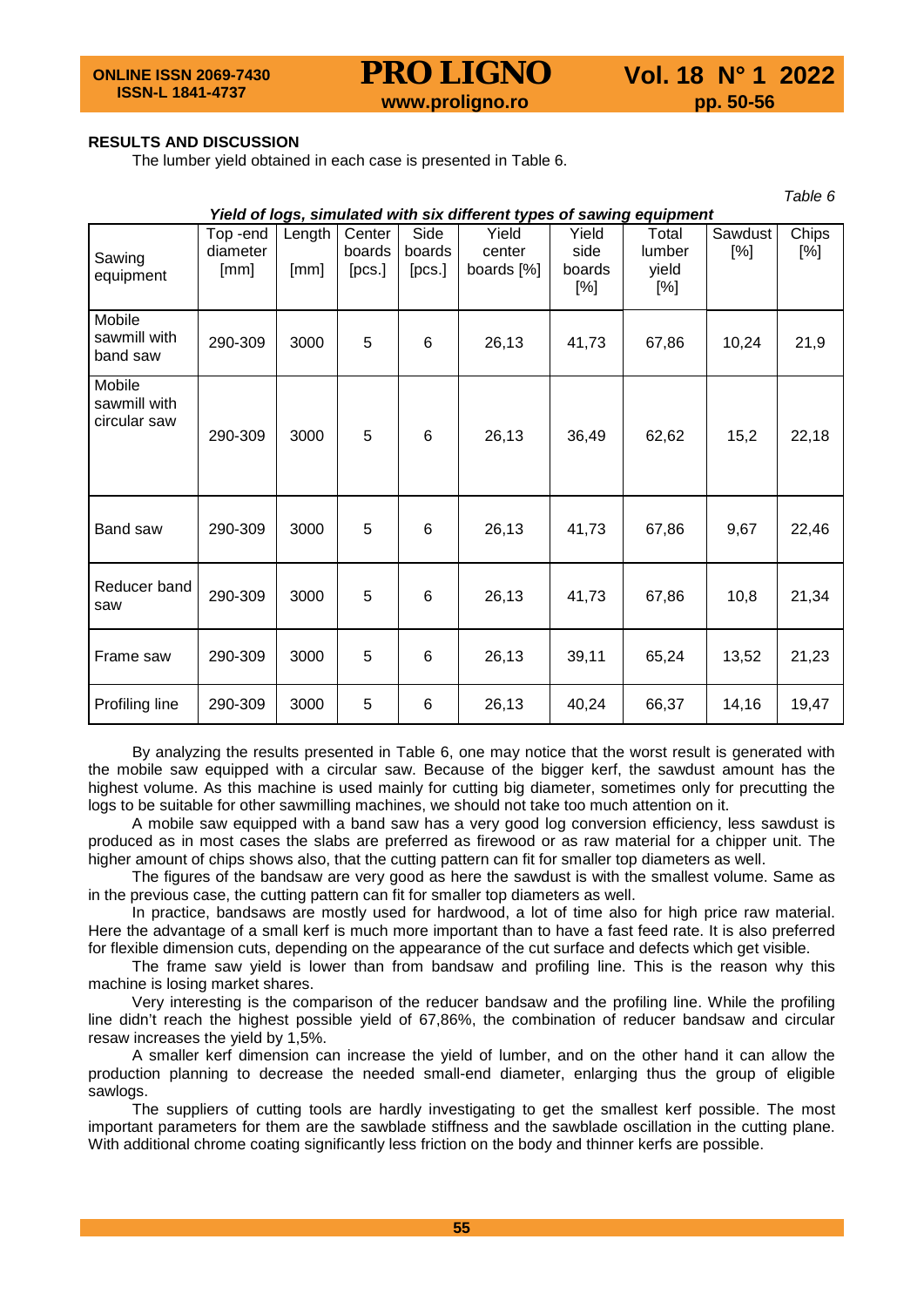## RESULTS AND DISCUSSION

The lumber yield obtained in each case is presented in Table 6.

*Table 6*

***Yield of logs, simulated with six different types of sawing equipment***

| Sawing equipment | Top -end diameter [mm] | Length [mm] | Center boards [pcs.] | Side boards [pcs.] | Yield center boards [%] | Yield side boards [%] | Total lumber yield [%] | Sawdust [%] | Chips [%] |
|---|---|---|---|---|---|---|---|---|---|
| Mobile sawmill with band saw | 290-309 | 3000 | 5 | 6 | 26,13 | 41,73 | 67,86 | 10,24 | 21,9 |
| Mobile sawmill with circular saw | 290-309 | 3000 | 5 | 6 | 26,13 | 36,49 | 62,62 | 15,2 | 22,18 |
| Band saw | 290-309 | 3000 | 5 | 6 | 26,13 | 41,73 | 67,86 | 9,67 | 22,46 |
| Reducer band saw | 290-309 | 3000 | 5 | 6 | 26,13 | 41,73 | 67,86 | 10,8 | 21,34 |
| Frame saw | 290-309 | 3000 | 5 | 6 | 26,13 | 39,11 | 65,24 | 13,52 | 21,23 |
| Profiling line | 290-309 | 3000 | 5 | 6 | 26,13 | 40,24 | 66,37 | 14,16 | 19,47 |

By analyzing the results presented in Table 6, one may notice that the worst result is generated with the mobile saw equipped with a circular saw. Because of the bigger kerf, the sawdust amount has the highest volume. As this machine is used mainly for cutting big diameter, sometimes only for precutting the logs to be suitable for other sawmilling machines, we should not take too much attention on it.

A mobile saw equipped with a band saw has a very good log conversion efficiency, less sawdust is produced as in most cases the slabs are preferred as firewood or as raw material for a chipper unit. The higher amount of chips shows also, that the cutting pattern can fit for smaller top diameters as well.

The figures of the bandsaw are very good as here the sawdust is with the smallest volume. Same as in the previous case, the cutting pattern can fit for smaller top diameters as well.

In practice, bandsaws are mostly used for hardwood, a lot of time also for high price raw material. Here the advantage of a small kerf is much more important than to have a fast feed rate. It is also preferred for flexible dimension cuts, depending on the appearance of the cut surface and defects which get visible.

The frame saw yield is lower than from bandsaw and profiling line. This is the reason why this machine is losing market shares.

Very interesting is the comparison of the reducer bandsaw and the profiling line. While the profiling line didn't reach the highest possible yield of 67,86%, the combination of reducer bandsaw and circular resaw increases the yield by 1,5%.

A smaller kerf dimension can increase the yield of lumber, and on the other hand it can allow the production planning to decrease the needed small-end diameter, enlarging thus the group of eligible sawlogs.

The suppliers of cutting tools are hardly investigating to get the smallest kerf possible. The most important parameters for them are the sawblade stiffness and the sawblade oscillation in the cutting plane. With additional chrome coating significantly less friction on the body and thinner kerfs are possible.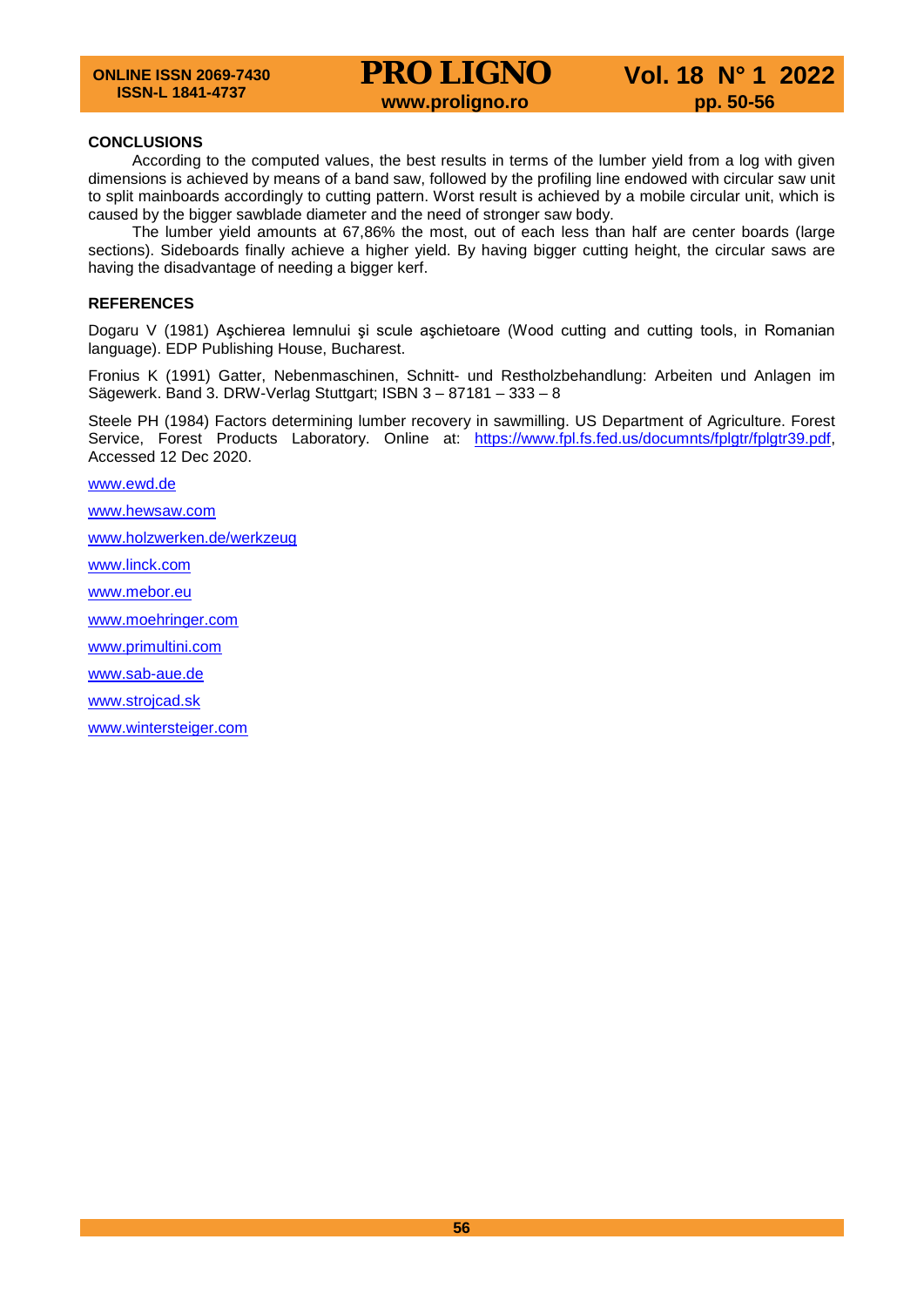## CONCLUSIONS

According to the computed values, the best results in terms of the lumber yield from a log with given dimensions is achieved by means of a band saw, followed by the profiling line endowed with circular saw unit to split mainboards accordingly to cutting pattern. Worst result is achieved by a mobile circular unit, which is caused by the bigger sawblade diameter and the need of stronger saw body.

The lumber yield amounts at 67,86% the most, out of each less than half are center boards (large sections). Sideboards finally achieve a higher yield. By having bigger cutting height, the circular saws are having the disadvantage of needing a bigger kerf.

## REFERENCES

Dogaru V (1981) Aşchierea lemnului şi scule aşchietoare (Wood cutting and cutting tools, in Romanian language). EDP Publishing House, Bucharest.

Fronius K (1991) Gatter, Nebenmaschinen, Schnitt- und Restholzbehandlung: Arbeiten und Anlagen im Sägewerk. Band 3. DRW-Verlag Stuttgart; ISBN 3 – 87181 – 333 – 8

Steele PH (1984) Factors determining lumber recovery in sawmilling. US Department of Agriculture. Forest Service, Forest Products Laboratory. Online at: https://www.fpl.fs.fed.us/documnts/fplgtr/fplgtr39.pdf, Accessed 12 Dec 2020.

www.ewd.de

www.hewsaw.com

www.holzwerken.de/werkzeug

www.linck.com

www.mebor.eu

www.moehringer.com

www.primultini.com

www.sab-aue.de

www.strojcad.sk

www.wintersteiger.com